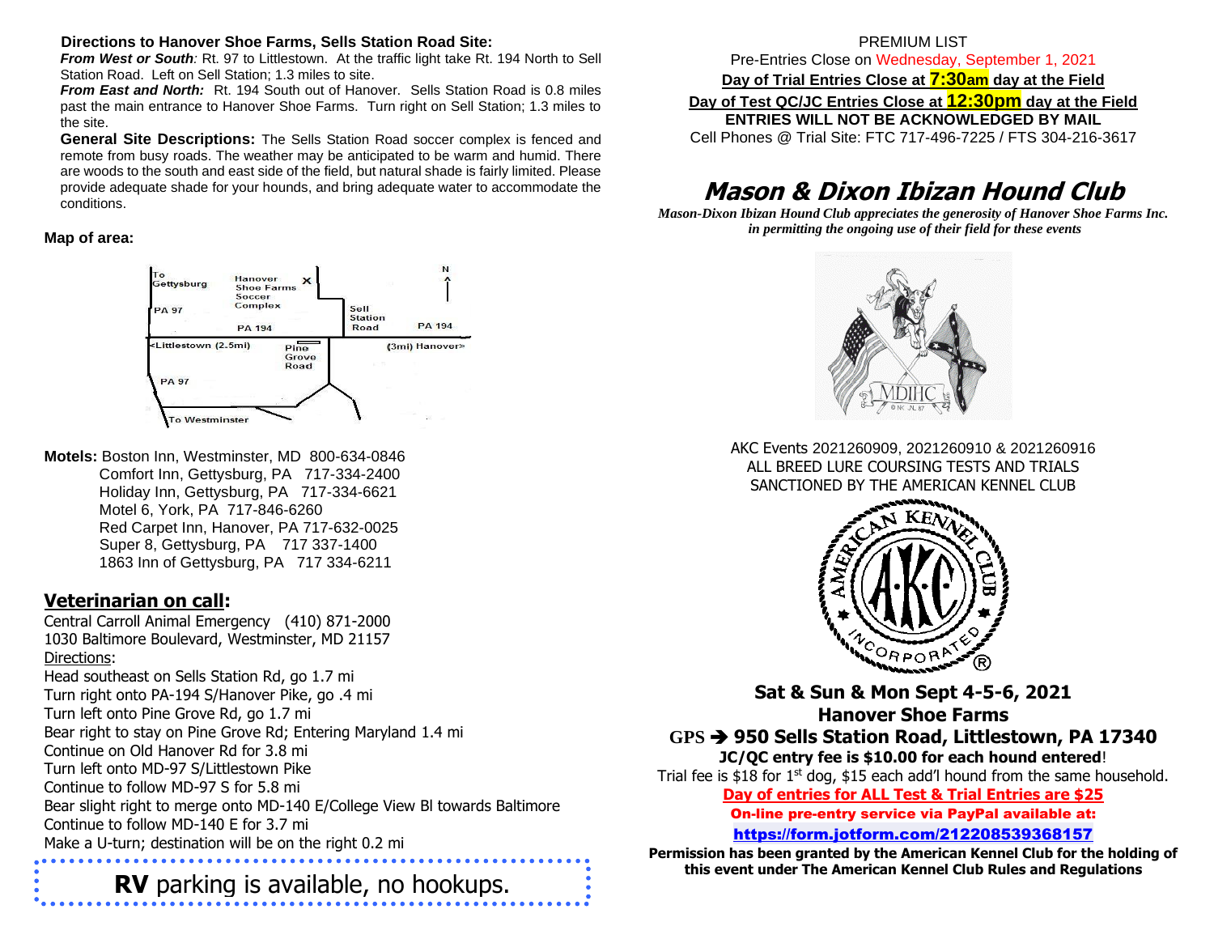### Directions to Hanover Shoe Farms, Sells Station Road Site:

***From West or South:*** Rt. 97 to Littlestown. At the traffic light take Rt. 194 North to Sell Station Road. Left on Sell Station; 1.3 miles to site.

***From East and North:*** Rt. 194 South out of Hanover. Sells Station Road is 0.8 miles past the main entrance to Hanover Shoe Farms. Turn right on Sell Station; 1.3 miles to the site.

**General Site Descriptions:** The Sells Station Road soccer complex is fenced and remote from busy roads. The weather may be anticipated to be warm and humid. There are woods to the south and east side of the field, but natural shade is fairly limited. Please provide adequate shade for your hounds, and bring adequate water to accommodate the conditions.

**Map of area:**

To Gettysburg | Hanover Shoe Farms Soccer Complex X | N | PA 97 | Sell Station Road | PA 194 | PA 194 | <Littlestown (2.5mi) | Pine Grove Road | (3mi) Hanover> | PA 97 | To Westminster

**Motels:** Boston Inn, Westminster, MD 800-634-0846
Comfort Inn, Gettysburg, PA 717-334-2400
Holiday Inn, Gettysburg, PA 717-334-6621
Motel 6, York, PA 717-846-6260
Red Carpet Inn, Hanover, PA 717-632-0025
Super 8, Gettysburg, PA 717 337-1400
1863 Inn of Gettysburg, PA 717 334-6211

## Veterinarian on call:

Central Carroll Animal Emergency (410) 871-2000
1030 Baltimore Boulevard, Westminster, MD 21157

Directions:
Head southeast on Sells Station Rd, go 1.7 mi
Turn right onto PA-194 S/Hanover Pike, go .4 mi
Turn left onto Pine Grove Rd, go 1.7 mi
Bear right to stay on Pine Grove Rd; Entering Maryland 1.4 mi
Continue on Old Hanover Rd for 3.8 mi
Turn left onto MD-97 S/Littlestown Pike
Continue to follow MD-97 S for 5.8 mi
Bear slight right to merge onto MD-140 E/College View Bl towards Baltimore
Continue to follow MD-140 E for 3.7 mi
Make a U-turn; destination will be on the right 0.2 mi

**RV** parking is available, no hookups.

PREMIUM LIST
Pre-Entries Close on Wednesday, September 1, 2021
**Day of Trial Entries Close at 7:30am day at the Field**
**Day of Test QC/JC Entries Close at 12:30pm day at the Field**
**ENTRIES WILL NOT BE ACKNOWLEDGED BY MAIL**
Cell Phones @ Trial Site: FTC 717-496-7225 / FTS 304-216-3617

# *Mason & Dixon Ibizan Hound Club*

***Mason-Dixon Ibizan Hound Club appreciates the generosity of Hanover Shoe Farms Inc. in permitting the ongoing use of their field for these events***

AKC Events 2021260909, 2021260910 & 2021260916
ALL BREED LURE COURSING TESTS AND TRIALS
SANCTIONED BY THE AMERICAN KENNEL CLUB

**Sat & Sun & Mon Sept 4-5-6, 2021**
**Hanover Shoe Farms**
**GPS → 950 Sells Station Road, Littlestown, PA 17340**
**JC/QC entry fee is $10.00 for each hound entered!**
Trial fee is $18 for 1st dog, $15 each add'l hound from the same household.
**Day of entries for ALL Test & Trial Entries are $25**
**On-line pre-entry service via PayPal available at:**
**https://form.jotform.com/212208539368157**

**Permission has been granted by the American Kennel Club for the holding of this event under The American Kennel Club Rules and Regulations**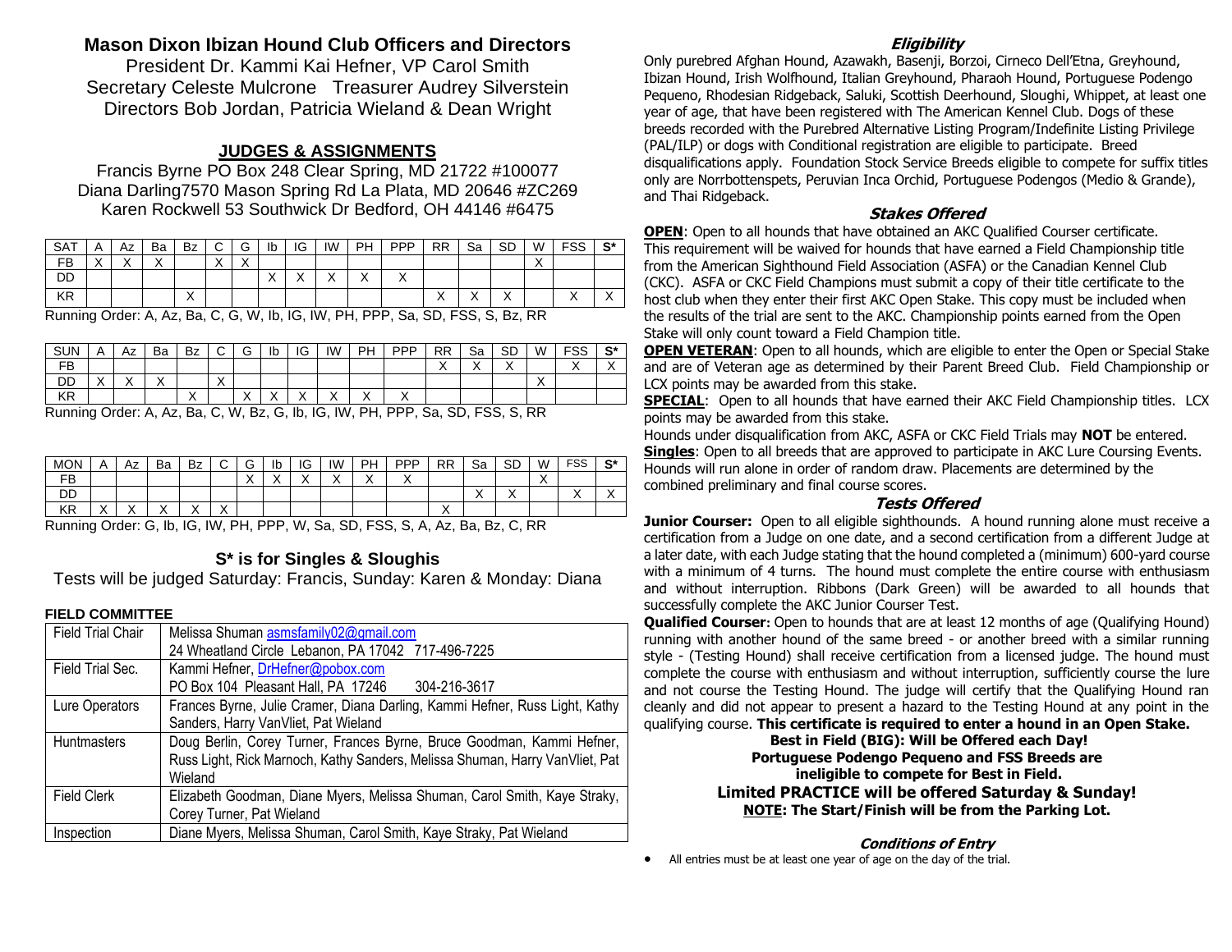# Mason Dixon Ibizan Hound Club Officers and Directors

President Dr. Kammi Kai Hefner, VP Carol Smith
Secretary Celeste Mulcrone Treasurer Audrey Silverstein
Directors Bob Jordan, Patricia Wieland & Dean Wright

## JUDGES & ASSIGNMENTS

Francis Byrne PO Box 248 Clear Spring, MD 21722 #100077
Diana Darling7570 Mason Spring Rd La Plata, MD 20646 #ZC269
Karen Rockwell 53 Southwick Dr Bedford, OH 44146 #6475

| SAT | A | Az | Ba | Bz | C | G | Ib | IG | IW | PH | PPP | RR | Sa | SD | W | FSS | S* |
|---|---|---|---|---|---|---|---|---|---|---|---|---|---|---|---|---|---|
| FB | X | X | X | | X | X | | | | | | | | | X | | |
| DD | | | | | | | X | X | X | X | X | | | | | | |
| KR | | | | X | | | | | | | | X | X | X | | X | X |

Running Order: A, Az, Ba, C, G, W, Ib, IG, IW, PH, PPP, Sa, SD, FSS, S, Bz, RR

| SUN | A | Az | Ba | Bz | C | G | Ib | IG | IW | PH | PPP | RR | Sa | SD | W | FSS | S* |
|---|---|---|---|---|---|---|---|---|---|---|---|---|---|---|---|---|---|
| FB | | | | | | | | | | | | X | X | X | | X | X |
| DD | X | X | X | | X | | | | | | | | | | X | | |
| KR | | | | X | | X | X | X | X | X | X | | | | | | |

Running Order: A, Az, Ba, C, W, Bz, G, Ib, IG, IW, PH, PPP, Sa, SD, FSS, S, RR

| MON | A | Az | Ba | Bz | C | G | Ib | IG | IW | PH | PPP | RR | Sa | SD | W | FSS | S* |
|---|---|---|---|---|---|---|---|---|---|---|---|---|---|---|---|---|---|
| FB | | | | | | X | X | X | X | X | X | | | | X | | |
| DD | | | | | | | | | | | | | X | X | | X | X |
| KR | X | X | X | X | X | | | | | | | X | | | | | |

Running Order: G, Ib, IG, IW, PH, PPP, W, Sa, SD, FSS, S, A, Az, Ba, Bz, C, RR

### S* is for Singles & Sloughis

Tests will be judged Saturday: Francis, Sunday: Karen & Monday: Diana

#### FIELD COMMITTEE

| | |
|---|---|
| Field Trial Chair | Melissa Shuman asmsfamily02@gmail.com<br>24 Wheatland Circle Lebanon, PA 17042 717-496-7225 |
| Field Trial Sec. | Kammi Hefner, DrHefner@pobox.com<br>PO Box 104 Pleasant Hall, PA 17246 304-216-3617 |
| Lure Operators | Frances Byrne, Julie Cramer, Diana Darling, Kammi Hefner, Russ Light, Kathy Sanders, Harry VanVliet, Pat Wieland |
| Huntmasters | Doug Berlin, Corey Turner, Frances Byrne, Bruce Goodman, Kammi Hefner, Russ Light, Rick Marnoch, Kathy Sanders, Melissa Shuman, Harry VanVliet, Pat Wieland |
| Field Clerk | Elizabeth Goodman, Diane Myers, Melissa Shuman, Carol Smith, Kaye Straky, Corey Turner, Pat Wieland |
| Inspection | Diane Myers, Melissa Shuman, Carol Smith, Kaye Straky, Pat Wieland |

### Eligibility

Only purebred Afghan Hound, Azawakh, Basenji, Borzoi, Cirneco Dell'Etna, Greyhound, Ibizan Hound, Irish Wolfhound, Italian Greyhound, Pharaoh Hound, Portuguese Podengo Pequeno, Rhodesian Ridgeback, Saluki, Scottish Deerhound, Sloughi, Whippet, at least one year of age, that have been registered with The American Kennel Club. Dogs of these breeds recorded with the Purebred Alternative Listing Program/Indefinite Listing Privilege (PAL/ILP) or dogs with Conditional registration are eligible to participate. Breed disqualifications apply. Foundation Stock Service Breeds eligible to compete for suffix titles only are Norrbottenspets, Peruvian Inca Orchid, Portuguese Podengos (Medio & Grande), and Thai Ridgeback.

### Stakes Offered

**OPEN**: Open to all hounds that have obtained an AKC Qualified Courser certificate. This requirement will be waived for hounds that have earned a Field Championship title from the American Sighthound Field Association (ASFA) or the Canadian Kennel Club (CKC). ASFA or CKC Field Champions must submit a copy of their title certificate to the host club when they enter their first AKC Open Stake. This copy must be included when the results of the trial are sent to the AKC. Championship points earned from the Open Stake will only count toward a Field Champion title.

**OPEN VETERAN**: Open to all hounds, which are eligible to enter the Open or Special Stake and are of Veteran age as determined by their Parent Breed Club. Field Championship or LCX points may be awarded from this stake.

**SPECIAL**: Open to all hounds that have earned their AKC Field Championship titles. LCX points may be awarded from this stake.

Hounds under disqualification from AKC, ASFA or CKC Field Trials may **NOT** be entered.

**Singles**: Open to all breeds that are approved to participate in AKC Lure Coursing Events. Hounds will run alone in order of random draw. Placements are determined by the combined preliminary and final course scores.

### Tests Offered

**Junior Courser:** Open to all eligible sighthounds. A hound running alone must receive a certification from a Judge on one date, and a second certification from a different Judge at a later date, with each Judge stating that the hound completed a (minimum) 600-yard course with a minimum of 4 turns. The hound must complete the entire course with enthusiasm and without interruption. Ribbons (Dark Green) will be awarded to all hounds that successfully complete the AKC Junior Courser Test.

**Qualified Courser**: Open to hounds that are at least 12 months of age (Qualifying Hound) running with another hound of the same breed - or another breed with a similar running style - (Testing Hound) shall receive certification from a licensed judge. The hound must complete the course with enthusiasm and without interruption, sufficiently course the lure and not course the Testing Hound. The judge will certify that the Qualifying Hound ran cleanly and did not appear to present a hazard to the Testing Hound at any point in the qualifying course. **This certificate is required to enter a hound in an Open Stake.**

**Best in Field (BIG): Will be Offered each Day!**

**Portuguese Podengo Pequeno and FSS Breeds are ineligible to compete for Best in Field.**

**Limited PRACTICE will be offered Saturday & Sunday!**

**NOTE: The Start/Finish will be from the Parking Lot.**

### Conditions of Entry

- All entries must be at least one year of age on the day of the trial.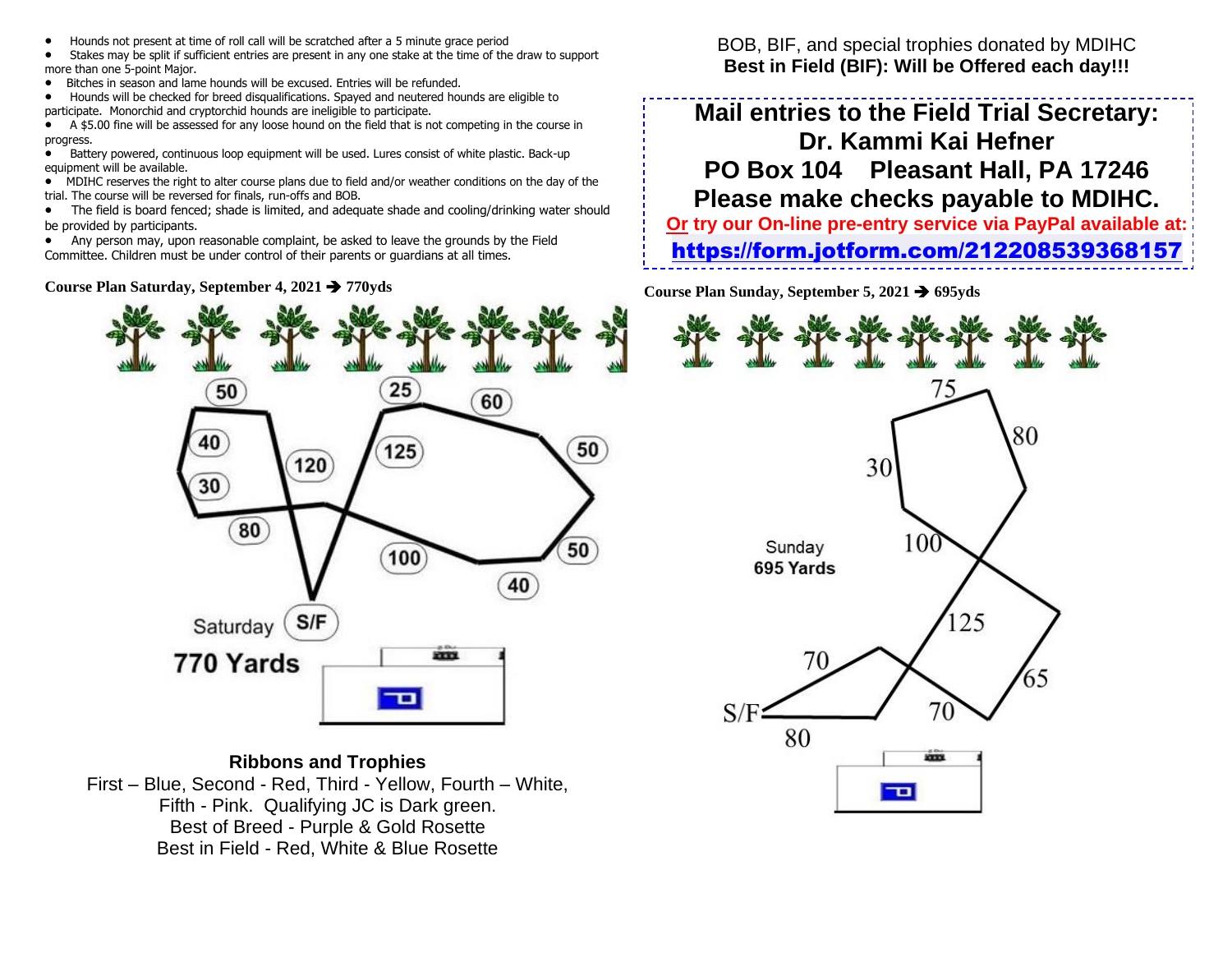- Hounds not present at time of roll call will be scratched after a 5 minute grace period
- Stakes may be split if sufficient entries are present in any one stake at the time of the draw to support more than one 5-point Major.
- Bitches in season and lame hounds will be excused. Entries will be refunded.
- Hounds will be checked for breed disqualifications. Spayed and neutered hounds are eligible to participate. Monorchid and cryptorchid hounds are ineligible to participate.
- A $5.00 fine will be assessed for any loose hound on the field that is not competing in the course in progress.
- Battery powered, continuous loop equipment will be used. Lures consist of white plastic. Back-up equipment will be available.
- MDIHC reserves the right to alter course plans due to field and/or weather conditions on the day of the trial. The course will be reversed for finals, run-offs and BOB.
- The field is board fenced; shade is limited, and adequate shade and cooling/drinking water should be provided by participants.
- Any person may, upon reasonable complaint, be asked to leave the grounds by the Field Committee. Children must be under control of their parents or guardians at all times.

**Course Plan Saturday, September 4, 2021 ➔ 770yds**

50, 25, 60, 40, 120, 125, 50, 30, 80, 100, 50, 40

Saturday S/F

770 Yards

## Ribbons and Trophies

First – Blue, Second - Red, Third - Yellow, Fourth – White, Fifth - Pink. Qualifying JC is Dark green.
Best of Breed - Purple & Gold Rosette
Best in Field - Red, White & Blue Rosette

BOB, BIF, and special trophies donated by MDIHC
**Best in Field (BIF): Will be Offered each day!!!**

**Mail entries to the Field Trial Secretary:**
**Dr. Kammi Kai Hefner**
**PO Box 104 Pleasant Hall, PA 17246**
**Please make checks payable to MDIHC.**
**Or try our On-line pre-entry service via PayPal available at:**
**https://form.jotform.com/212208539368157**

**Course Plan Sunday, September 5, 2021 ➔ 695yds**

75, 80, 30, 100, 125, 70, 65, 70, S/F, 80

Sunday
**695 Yards**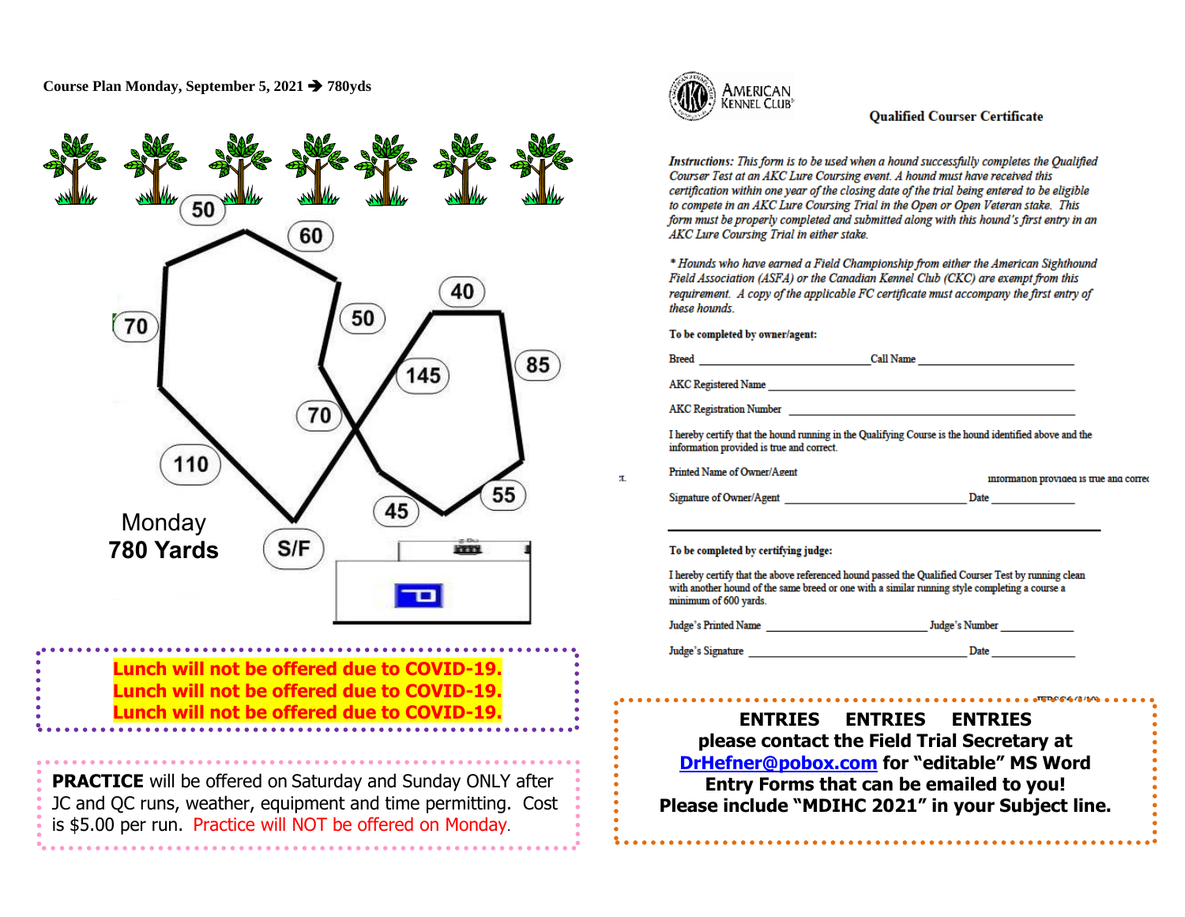**Course Plan Monday, September 5, 2021 ➔ 780yds**

50 60 70 50 40 145 85 70 110 55 45 S/F

Monday
**780 Yards**

**Lunch will not be offered due to COVID-19.**
**Lunch will not be offered due to COVID-19.**
**Lunch will not be offered due to COVID-19.**

**PRACTICE** will be offered on Saturday and Sunday ONLY after JC and QC runs, weather, equipment and time permitting. Cost is $5.00 per run. Practice will NOT be offered on Monday.

AMERICAN KENNEL CLUB

**Qualified Courser Certificate**

*Instructions: This form is to be used when a hound successfully completes the Qualified Courser Test at an AKC Lure Coursing event. A hound must have received this certification within one year of the closing date of the trial being entered to be eligible to compete in an AKC Lure Coursing Trial in the Open or Open Veteran stake. This form must be properly completed and submitted along with this hound's first entry in an AKC Lure Coursing Trial in either stake.*

*\* Hounds who have earned a Field Championship from either the American Sighthound Field Association (ASFA) or the Canadian Kennel Club (CKC) are exempt from this requirement. A copy of the applicable FC certificate must accompany the first entry of these hounds.*

**To be completed by owner/agent:**

Breed ______________________ Call Name ______________________

AKC Registered Name ______________________

AKC Registration Number ______________________

I hereby certify that the hound running in the Qualifying Course is the hound identified above and the information provided is true and correct.

Printed Name of Owner/Agent

Signature of Owner/Agent ______________________ Date __________

**To be completed by certifying judge:**

I hereby certify that the above referenced hound passed the Qualified Courser Test by running clean with another hound of the same breed or one with a similar running style completing a course a minimum of 600 yards.

Judge's Printed Name ______________________ Judge's Number __________

Judge's Signature ______________________ Date __________

**ENTRIES ENTRIES ENTRIES**
**please contact the Field Trial Secretary at [DrHefner@pobox.com](mailto:DrHefner@pobox.com) for "editable" MS Word Entry Forms that can be emailed to you!**
**Please include "MDIHC 2021" in your Subject line.**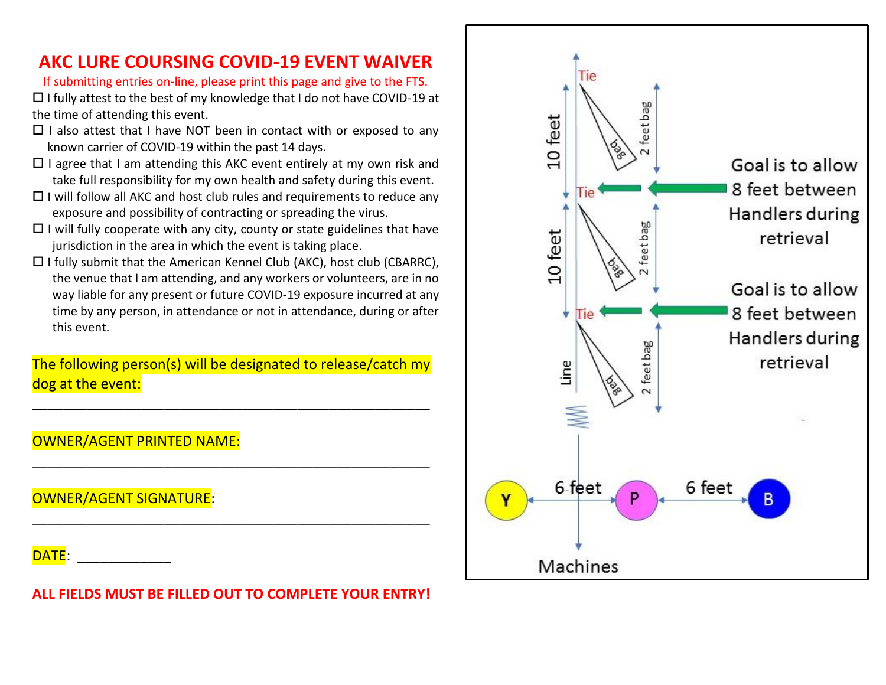# AKC LURE COURSING COVID-19 EVENT WAIVER

If submitting entries on-line, please print this page and give to the FTS.

- ☐ I fully attest to the best of my knowledge that I do not have COVID-19 at the time of attending this event.
- ☐ I also attest that I have NOT been in contact with or exposed to any known carrier of COVID-19 within the past 14 days.
- ☐ I agree that I am attending this AKC event entirely at my own risk and take full responsibility for my own health and safety during this event.
- ☐ I will follow all AKC and host club rules and requirements to reduce any exposure and possibility of contracting or spreading the virus.
- ☐ I will fully cooperate with any city, county or state guidelines that have jurisdiction in the area in which the event is taking place.
- ☐ I fully submit that the American Kennel Club (AKC), host club (CBARRC), the venue that I am attending, and any workers or volunteers, are in no way liable for any present or future COVID-19 exposure incurred at any time by any person, in attendance or not in attendance, during or after this event.

The following person(s) will be designated to release/catch my dog at the event:

\_\_\_\_\_\_\_\_\_\_\_\_\_\_\_\_\_\_\_\_\_\_\_\_\_\_\_\_\_\_\_\_\_\_\_\_\_\_\_\_\_\_\_\_\_\_\_\_\_\_\_\_

OWNER/AGENT PRINTED NAME:

\_\_\_\_\_\_\_\_\_\_\_\_\_\_\_\_\_\_\_\_\_\_\_\_\_\_\_\_\_\_\_\_\_\_\_\_\_\_\_\_\_\_\_\_\_\_\_\_\_\_\_\_

OWNER/AGENT SIGNATURE:

\_\_\_\_\_\_\_\_\_\_\_\_\_\_\_\_\_\_\_\_\_\_\_\_\_\_\_\_\_\_\_\_\_\_\_\_\_\_\_\_\_\_\_\_\_\_\_\_\_\_\_\_

DATE: \_\_\_\_\_\_\_\_\_\_\_\_

**ALL FIELDS MUST BE FILLED OUT TO COMPLETE YOUR ENTRY!**

Tie — 2 feet bag — bag — 10 feet — Tie — 2 feet bag — bag — 10 feet — Tie — 2 feet bag — bag — Line

Goal is to allow 8 feet between Handlers during retrieval

Goal is to allow 8 feet between Handlers during retrieval

Y — 6 feet — P — 6 feet — B

Machines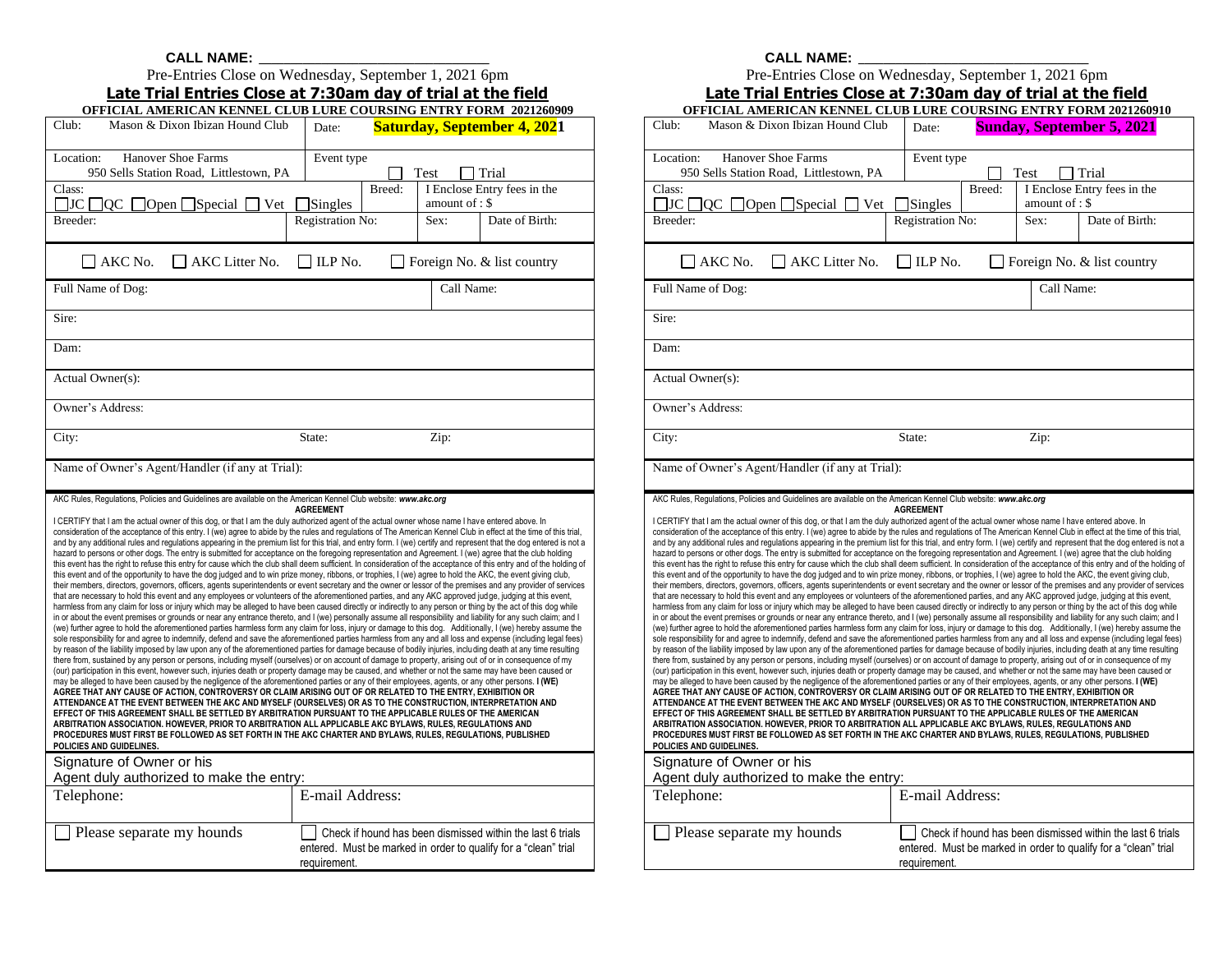**CALL NAME:** \_\_\_\_\_\_\_\_\_\_\_\_\_\_\_\_\_\_\_\_\_\_\_\_\_\_\_\_\_\_

Pre-Entries Close on Wednesday, September 1, 2021 6pm

**Late Trial Entries Close at 7:30am day of trial at the field**

**OFFICIAL AMERICAN KENNEL CLUB LURE COURSING ENTRY FORM 2021260909**

| | | | |
|---|---|---|---|
| Club: Mason & Dixon Ibizan Hound Club | Date: **Saturday, September 4, 2021** | | |
| Location: Hanover Shoe Farms<br>950 Sells Station Road, Littlestown, PA | Event type ☐ Test ☐ Trial | | |
| Class: ☐JC ☐QC ☐Open ☐Special ☐ Vet ☐Singles | Breed: | I Enclose Entry fees in the amount of : $ | |
| Breeder: | Registration No: | Sex: | Date of Birth: |

☐ AKC No. ☐ AKC Litter No. ☐ ILP No. ☐ Foreign No. & list country

| | |
|---|---|
| Full Name of Dog: | Call Name: |
| Sire: | |
| Dam: | |
| Actual Owner(s): | |
| Owner's Address: | |
| City: State: Zip: | |
| Name of Owner's Agent/Handler (if any at Trial): | |

AKC Rules, Regulations, Policies and Guidelines are available on the American Kennel Club website: ***www.akc.org***

**AGREEMENT**

I CERTIFY that I am the actual owner of this dog, or that I am the duly authorized agent of the actual owner whose name I have entered above. In consideration of the acceptance of this entry. I (we) agree to abide by the rules and regulations of The American Kennel Club in effect at the time of this trial, and by any additional rules and regulations appearing in the premium list for this trial, and entry form. I (we) certify and represent that the dog entered is not a hazard to persons or other dogs. The entry is submitted for acceptance on the foregoing representation and Agreement. I (we) agree that the club holding this event has the right to refuse this entry for cause which the club shall deem sufficient. In consideration of the acceptance of this entry and of the holding of this event and of the opportunity to have the dog judged and to win prize money, ribbons, or trophies, I (we) agree to hold the AKC, the event giving club, their members, directors, governors, officers, agents superintendents or event secretary and the owner or lessor of the premises and any provider of services that are necessary to hold this event and any employees or volunteers of the aforementioned parties, and any AKC approved judge, judging at this event, harmless from any claim for loss or injury which may be alleged to have been caused directly or indirectly to any person or thing by the act of this dog while in or about the event premises or grounds or near any entrance thereto, and I (we) personally assume all responsibility and liability for any such claim; and I (we) further agree to hold the aforementioned parties harmless form any claim for loss, injury or damage to this dog. Additionally, I (we) hereby assume the sole responsibility for and agree to indemnify, defend and save the aforementioned parties harmless from any and all loss and expense (including legal fees) by reason of the liability imposed by law upon any of the aforementioned parties for damage because of bodily injuries, including death at any time resulting there from, sustained by any person or persons, including myself (ourselves) or on account of damage to property, arising out of or in consequence of my (our) participation in this event, however such, injuries death or property damage may be caused, and whether or not the same may have been caused or may be alleged to have been caused by the negligence of the aforementioned parties or any of their employees, agents, or any other persons. **I (WE) AGREE THAT ANY CAUSE OF ACTION, CONTROVERSY OR CLAIM ARISING OUT OF OR RELATED TO THE ENTRY, EXHIBITION OR ATTENDANCE AT THE EVENT BETWEEN THE AKC AND MYSELF (OURSELVES) OR AS TO THE CONSTRUCTION, INTERPRETATION AND EFFECT OF THIS AGREEMENT SHALL BE SETTLED BY ARBITRATION PURSUANT TO THE APPLICABLE RULES OF THE AMERICAN ARBITRATION ASSOCIATION. HOWEVER, PRIOR TO ARBITRATION ALL APPLICABLE AKC BYLAWS, RULES, REGULATIONS AND PROCEDURES MUST FIRST BE FOLLOWED AS SET FORTH IN THE AKC CHARTER AND BYLAWS, RULES, REGULATIONS, PUBLISHED POLICIES AND GUIDELINES.**

| | |
|---|---|
| Signature of Owner or his Agent duly authorized to make the entry: | |
| Telephone: | E-mail Address: |
| ☐ Please separate my hounds | ☐ Check if hound has been dismissed within the last 6 trials entered. Must be marked in order to qualify for a "clean" trial requirement. |

**CALL NAME:** \_\_\_\_\_\_\_\_\_\_\_\_\_\_\_\_\_\_\_\_\_\_\_\_\_\_\_\_\_\_

Pre-Entries Close on Wednesday, September 1, 2021 6pm

**Late Trial Entries Close at 7:30am day of trial at the field**

**OFFICIAL AMERICAN KENNEL CLUB LURE COURSING ENTRY FORM 2021260910**

| | | | |
|---|---|---|---|
| Club: Mason & Dixon Ibizan Hound Club | Date: **Sunday, September 5, 2021** | | |
| Location: Hanover Shoe Farms<br>950 Sells Station Road, Littlestown, PA | Event type ☐ Test ☐ Trial | | |
| Class: ☐JC ☐QC ☐Open ☐Special ☐ Vet ☐Singles | Breed: | I Enclose Entry fees in the amount of : $ | |
| Breeder: | Registration No: | Sex: | Date of Birth: |

☐ AKC No. ☐ AKC Litter No. ☐ ILP No. ☐ Foreign No. & list country

| | |
|---|---|
| Full Name of Dog: | Call Name: |
| Sire: | |
| Dam: | |
| Actual Owner(s): | |
| Owner's Address: | |
| City: State: Zip: | |
| Name of Owner's Agent/Handler (if any at Trial): | |

AKC Rules, Regulations, Policies and Guidelines are available on the American Kennel Club website: ***www.akc.org***

**AGREEMENT**

I CERTIFY that I am the actual owner of this dog, or that I am the duly authorized agent of the actual owner whose name I have entered above. In consideration of the acceptance of this entry. I (we) agree to abide by the rules and regulations of The American Kennel Club in effect at the time of this trial, and by any additional rules and regulations appearing in the premium list for this trial, and entry form. I (we) certify and represent that the dog entered is not a hazard to persons or other dogs. The entry is submitted for acceptance on the foregoing representation and Agreement. I (we) agree that the club holding this event has the right to refuse this entry for cause which the club shall deem sufficient. In consideration of the acceptance of this entry and of the holding of this event and of the opportunity to have the dog judged and to win prize money, ribbons, or trophies, I (we) agree to hold the AKC, the event giving club, their members, directors, governors, officers, agents superintendents or event secretary and the owner or lessor of the premises and any provider of services that are necessary to hold this event and any employees or volunteers of the aforementioned parties, and any AKC approved judge, judging at this event, harmless from any claim for loss or injury which may be alleged to have been caused directly or indirectly to any person or thing by the act of this dog while in or about the event premises or grounds or near any entrance thereto, and I (we) personally assume all responsibility and liability for any such claim; and I (we) further agree to hold the aforementioned parties harmless form any claim for loss, injury or damage to this dog. Additionally, I (we) hereby assume the sole responsibility for and agree to indemnify, defend and save the aforementioned parties harmless from any and all loss and expense (including legal fees) by reason of the liability imposed by law upon any of the aforementioned parties for damage because of bodily injuries, including death at any time resulting there from, sustained by any person or persons, including myself (ourselves) or on account of damage to property, arising out of or in consequence of my (our) participation in this event, however such, injuries death or property damage may be caused, and whether or not the same may have been caused or may be alleged to have been caused by the negligence of the aforementioned parties or any of their employees, agents, or any other persons. **I (WE) AGREE THAT ANY CAUSE OF ACTION, CONTROVERSY OR CLAIM ARISING OUT OF OR RELATED TO THE ENTRY, EXHIBITION OR ATTENDANCE AT THE EVENT BETWEEN THE AKC AND MYSELF (OURSELVES) OR AS TO THE CONSTRUCTION, INTERPRETATION AND EFFECT OF THIS AGREEMENT SHALL BE SETTLED BY ARBITRATION PURSUANT TO THE APPLICABLE RULES OF THE AMERICAN ARBITRATION ASSOCIATION. HOWEVER, PRIOR TO ARBITRATION ALL APPLICABLE AKC BYLAWS, RULES, REGULATIONS AND PROCEDURES MUST FIRST BE FOLLOWED AS SET FORTH IN THE AKC CHARTER AND BYLAWS, RULES, REGULATIONS, PUBLISHED POLICIES AND GUIDELINES.**

| | |
|---|---|
| Signature of Owner or his Agent duly authorized to make the entry: | |
| Telephone: | E-mail Address: |
| ☐ Please separate my hounds | ☐ Check if hound has been dismissed within the last 6 trials entered. Must be marked in order to qualify for a "clean" trial requirement. |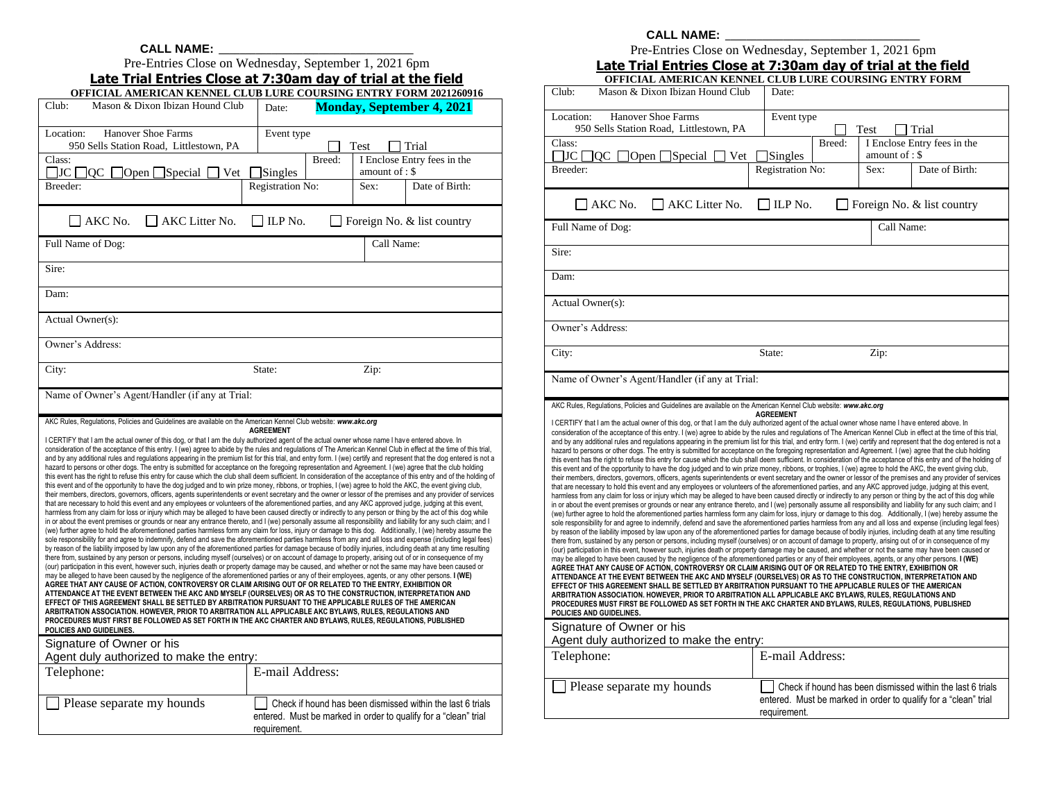**CALL NAME:** ______________________________

Pre-Entries Close on Wednesday, September 1, 2021 6pm

**Late Trial Entries Close at 7:30am day of trial at the field**

**OFFICIAL AMERICAN KENNEL CLUB LURE COURSING ENTRY FORM 2021260916**

| | | | | |
|---|---|---|---|---|
| Club: Mason & Dixon Ibizan Hound Club | Date: **Monday, September 4, 2021** | | | |
| Location: Hanover Shoe Farms<br>950 Sells Station Road, Littlestown, PA | Event type<br>☐ Test ☐ Trial | | | |
| Class:<br>☐JC ☐QC ☐Open ☐Special ☐ Vet ☐Singles | | Breed: | I Enclose Entry fees in the amount of : $ | |
| Breeder: | Registration No: | | Sex: | Date of Birth: |
| ☐ AKC No. ☐ AKC Litter No. ☐ ILP No. ☐ Foreign No. & list country | | | | |
| Full Name of Dog: | | | Call Name: | |
| Sire: | | | | |
| Dam: | | | | |
| Actual Owner(s): | | | | |
| Owner's Address: | | | | |
| City: | State: | | Zip: | |
| Name of Owner's Agent/Handler (if any at Trial: | | | | |

AKC Rules, Regulations, Policies and Guidelines are available on the American Kennel Club website: ***www.akc.org***

**AGREEMENT**

I CERTIFY that I am the actual owner of this dog, or that I am the duly authorized agent of the actual owner whose name I have entered above. In consideration of the acceptance of this entry. I (we) agree to abide by the rules and regulations of The American Kennel Club in effect at the time of this trial, and by any additional rules and regulations appearing in the premium list for this trial, and entry form. I (we) certify and represent that the dog entered is not a hazard to persons or other dogs. The entry is submitted for acceptance on the foregoing representation and Agreement. I (we) agree that the club holding this event has the right to refuse this entry for cause which the club shall deem sufficient. In consideration of the acceptance of this entry and of the holding of this event and of the opportunity to have the dog judged and to win prize money, ribbons, or trophies, I (we) agree to hold the AKC, the event giving club, their members, directors, governors, officers, agents superintendents or event secretary and the owner or lessor of the premises and any provider of services that are necessary to hold this event and any employees or volunteers of the aforementioned parties, and any AKC approved judge, judging at this event, harmless from any claim for loss or injury which may be alleged to have been caused directly or indirectly to any person or thing by the act of this dog while in or about the event premises or grounds or near any entrance thereto, and I (we) personally assume all responsibility and liability for any such claim; and I (we) further agree to hold the aforementioned parties harmless form any claim for loss, injury or damage to this dog. Additionally, I (we) hereby assume the sole responsibility for and agree to indemnify, defend and save the aforementioned parties harmless from any and all loss and expense (including legal fees) by reason of the liability imposed by law upon any of the aforementioned parties for damage because of bodily injuries, including death at any time resulting there from, sustained by any person or persons, including myself (ourselves) or on account of damage to property, arising out of or in consequence of my (our) participation in this event, however such, injuries death or property damage may be caused, and whether or not the same may have been caused or may be alleged to have been caused by the negligence of the aforementioned parties or any of their employees, agents, or any other persons. **I (WE) AGREE THAT ANY CAUSE OF ACTION, CONTROVERSY OR CLAIM ARISING OUT OF OR RELATED TO THE ENTRY, EXHIBITION OR ATTENDANCE AT THE EVENT BETWEEN THE AKC AND MYSELF (OURSELVES) OR AS TO THE CONSTRUCTION, INTERPRETATION AND EFFECT OF THIS AGREEMENT SHALL BE SETTLED BY ARBITRATION PURSUANT TO THE APPLICABLE RULES OF THE AMERICAN ARBITRATION ASSOCIATION. HOWEVER, PRIOR TO ARBITRATION ALL APPLICABLE AKC BYLAWS, RULES, REGULATIONS AND PROCEDURES MUST FIRST BE FOLLOWED AS SET FORTH IN THE AKC CHARTER AND BYLAWS, RULES, REGULATIONS, PUBLISHED POLICIES AND GUIDELINES.**

| | |
|---|---|
| Signature of Owner or his<br>Agent duly authorized to make the entry: | |
| Telephone: | E-mail Address: |
| ☐ Please separate my hounds | ☐ Check if hound has been dismissed within the last 6 trials entered. Must be marked in order to qualify for a "clean" trial requirement. |

**CALL NAME:** ______________________________

Pre-Entries Close on Wednesday, September 1, 2021 6pm

**Late Trial Entries Close at 7:30am day of trial at the field**

**OFFICIAL AMERICAN KENNEL CLUB LURE COURSING ENTRY FORM**

| | | | | |
|---|---|---|---|---|
| Club: Mason & Dixon Ibizan Hound Club | Date: | | | |
| Location: Hanover Shoe Farms<br>950 Sells Station Road, Littlestown, PA | Event type<br>☐ Test ☐ Trial | | | |
| Class:<br>☐JC ☐QC ☐Open ☐Special ☐ Vet ☐Singles | | Breed: | I Enclose Entry fees in the amount of : $ | |
| Breeder: | Registration No: | | Sex: | Date of Birth: |
| ☐ AKC No. ☐ AKC Litter No. ☐ ILP No. ☐ Foreign No. & list country | | | | |
| Full Name of Dog: | | | Call Name: | |
| Sire: | | | | |
| Dam: | | | | |
| Actual Owner(s): | | | | |
| Owner's Address: | | | | |
| City: | State: | | Zip: | |
| Name of Owner's Agent/Handler (if any at Trial: | | | | |

AKC Rules, Regulations, Policies and Guidelines are available on the American Kennel Club website: ***www.akc.org***

**AGREEMENT**

I CERTIFY that I am the actual owner of this dog, or that I am the duly authorized agent of the actual owner whose name I have entered above. In consideration of the acceptance of this entry. I (we) agree to abide by the rules and regulations of The American Kennel Club in effect at the time of this trial, and by any additional rules and regulations appearing in the premium list for this trial, and entry form. I (we) certify and represent that the dog entered is not a hazard to persons or other dogs. The entry is submitted for acceptance on the foregoing representation and Agreement. I (we) agree that the club holding this event has the right to refuse this entry for cause which the club shall deem sufficient. In consideration of the acceptance of this entry and of the holding of this event and of the opportunity to have the dog judged and to win prize money, ribbons, or trophies, I (we) agree to hold the AKC, the event giving club, their members, directors, governors, officers, agents superintendents or event secretary and the owner or lessor of the premises and any provider of services that are necessary to hold this event and any employees or volunteers of the aforementioned parties, and any AKC approved judge, judging at this event, harmless from any claim for loss or injury which may be alleged to have been caused directly or indirectly to any person or thing by the act of this dog while in or about the event premises or grounds or near any entrance thereto, and I (we) personally assume all responsibility and liability for any such claim; and I (we) further agree to hold the aforementioned parties harmless form any claim for loss, injury or damage to this dog. Additionally, I (we) hereby assume the sole responsibility for and agree to indemnify, defend and save the aforementioned parties harmless from any and all loss and expense (including legal fees) by reason of the liability imposed by law upon any of the aforementioned parties for damage because of bodily injuries, including death at any time resulting there from, sustained by any person or persons, including myself (ourselves) or on account of damage to property, arising out of or in consequence of my (our) participation in this event, however such, injuries death or property damage may be caused, and whether or not the same may have been caused or may be alleged to have been caused by the negligence of the aforementioned parties or any of their employees, agents, or any other persons. **I (WE) AGREE THAT ANY CAUSE OF ACTION, CONTROVERSY OR CLAIM ARISING OUT OF OR RELATED TO THE ENTRY, EXHIBITION OR ATTENDANCE AT THE EVENT BETWEEN THE AKC AND MYSELF (OURSELVES) OR AS TO THE CONSTRUCTION, INTERPRETATION AND EFFECT OF THIS AGREEMENT SHALL BE SETTLED BY ARBITRATION PURSUANT TO THE APPLICABLE RULES OF THE AMERICAN ARBITRATION ASSOCIATION. HOWEVER, PRIOR TO ARBITRATION ALL APPLICABLE AKC BYLAWS, RULES, REGULATIONS AND PROCEDURES MUST FIRST BE FOLLOWED AS SET FORTH IN THE AKC CHARTER AND BYLAWS, RULES, REGULATIONS, PUBLISHED POLICIES AND GUIDELINES.**

| | |
|---|---|
| Signature of Owner or his<br>Agent duly authorized to make the entry: | |
| Telephone: | E-mail Address: |
| ☐ Please separate my hounds | ☐ Check if hound has been dismissed within the last 6 trials entered. Must be marked in order to qualify for a "clean" trial requirement. |